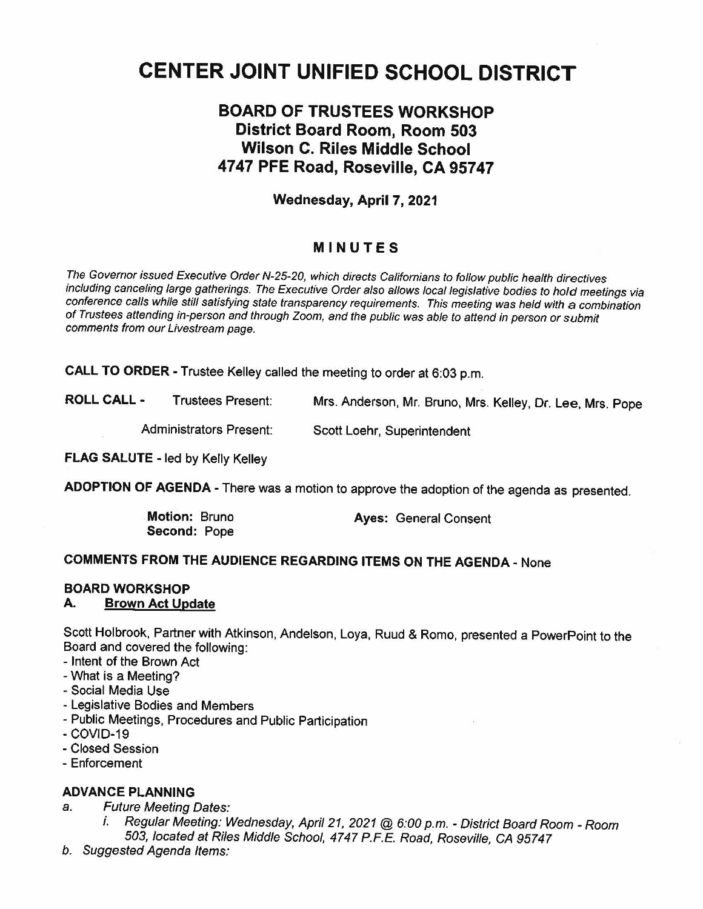# CENTER JOINT UNIFIED SCHOOL DISTRICT

## BOARD OF TRUSTEES WORKSHOP
## District Board Room, Room 503
## Wilson C. Riles Middle School
## 4747 PFE Road, Roseville, CA 95747

**Wednesday, April 7, 2021**

## MINUTES

*The Governor issued Executive Order N-25-20, which directs Californians to follow public health directives including canceling large gatherings. The Executive Order also allows local legislative bodies to hold meetings via conference calls while still satisfying state transparency requirements. This meeting was held with a combination of Trustees attending in-person and through Zoom, and the public was able to attend in person or submit comments from our Livestream page.*

**CALL TO ORDER** - Trustee Kelley called the meeting to order at 6:03 p.m.

**ROLL CALL** - Trustees Present: Mrs. Anderson, Mr. Bruno, Mrs. Kelley, Dr. Lee, Mrs. Pope

Administrators Present: Scott Loehr, Superintendent

**FLAG SALUTE** - led by Kelly Kelley

**ADOPTION OF AGENDA** - There was a motion to approve the adoption of the agenda as presented.

**Motion:** Bruno
**Second:** Pope
**Ayes:** General Consent

**COMMENTS FROM THE AUDIENCE REGARDING ITEMS ON THE AGENDA** - None

**BOARD WORKSHOP**

**A. Brown Act Update**

Scott Holbrook, Partner with Atkinson, Andelson, Loya, Ruud & Romo, presented a PowerPoint to the Board and covered the following:
- Intent of the Brown Act
- What is a Meeting?
- Social Media Use
- Legislative Bodies and Members
- Public Meetings, Procedures and Public Participation
- COVID-19
- Closed Session
- Enforcement

**ADVANCE PLANNING**

a. *Future Meeting Dates:*
   i. *Regular Meeting: Wednesday, April 21, 2021 @ 6:00 p.m. - District Board Room - Room 503, located at Riles Middle School, 4747 P.F.E. Road, Roseville, CA 95747*

b. *Suggested Agenda Items:*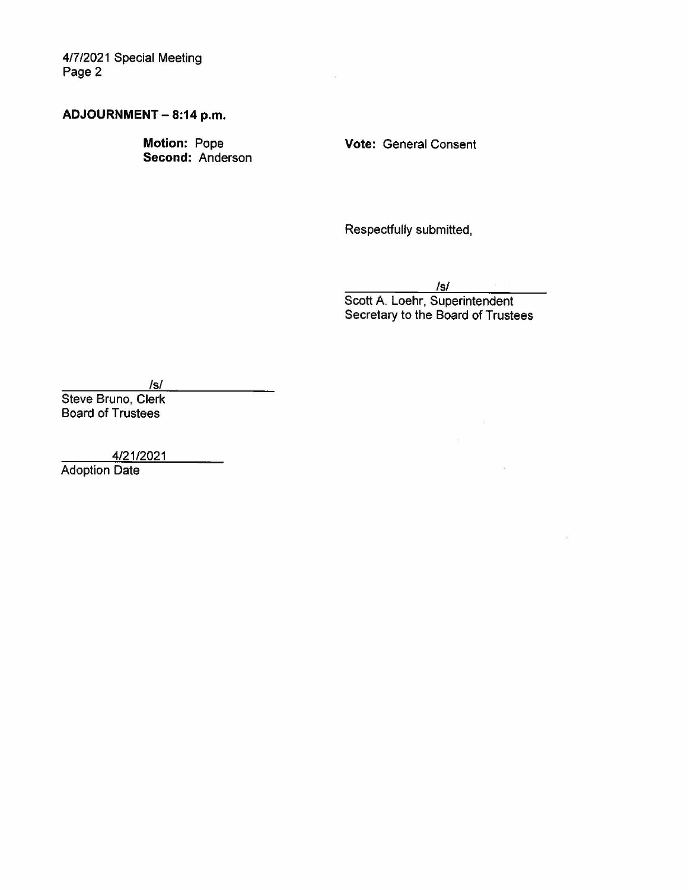**ADJOURNMENT – 8:14 p.m.**

**Motion:** Pope
**Second:** Anderson

**Vote:** General Consent

Respectfully submitted,

/s/
Scott A. Loehr, Superintendent
Secretary to the Board of Trustees

/s/
Steve Bruno, Clerk
Board of Trustees

4/21/2021
Adoption Date